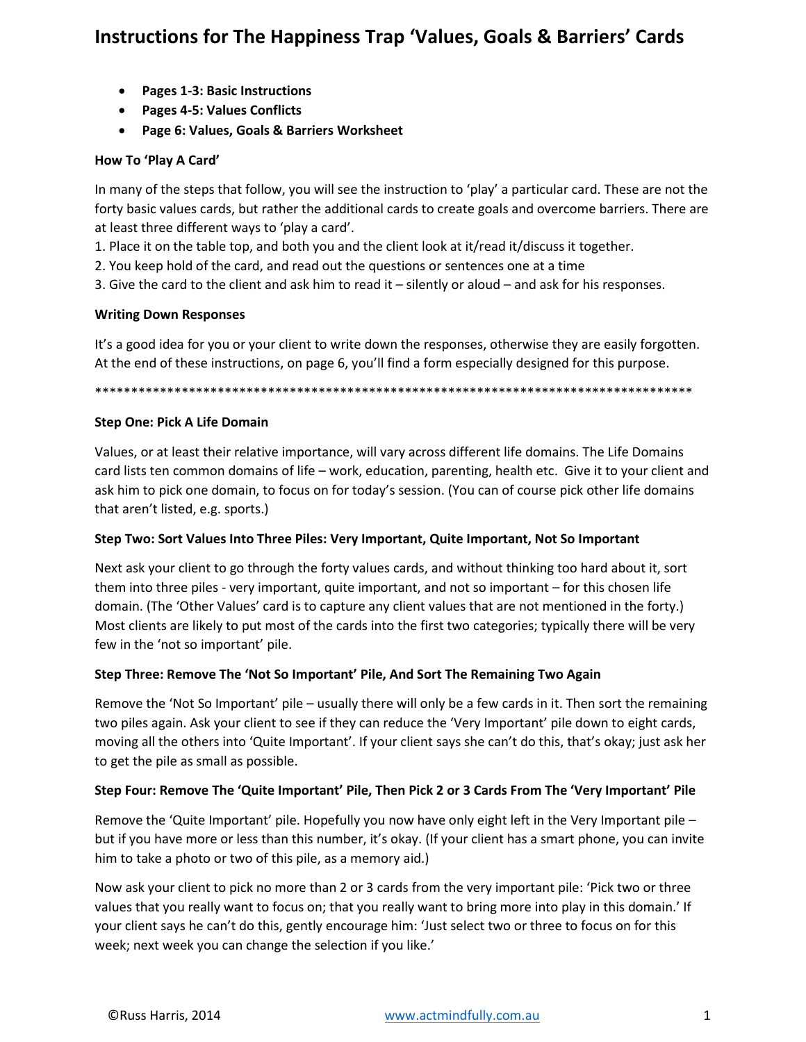# Instructions for The Happiness Trap 'Values, Goals & Barriers' Cards

- **Pages 1-3: Basic Instructions**
- **Pages 4-5: Values Conflicts**
- **Page 6: Values, Goals & Barriers Worksheet**

**How To 'Play A Card'**

In many of the steps that follow, you will see the instruction to 'play' a particular card. These are not the forty basic values cards, but rather the additional cards to create goals and overcome barriers. There are at least three different ways to 'play a card'.

1. Place it on the table top, and both you and the client look at it/read it/discuss it together.
2. You keep hold of the card, and read out the questions or sentences one at a time
3. Give the card to the client and ask him to read it – silently or aloud – and ask for his responses.

**Writing Down Responses**

It's a good idea for you or your client to write down the responses, otherwise they are easily forgotten. At the end of these instructions, on page 6, you'll find a form especially designed for this purpose.

*************************************************************************************

**Step One: Pick A Life Domain**

Values, or at least their relative importance, will vary across different life domains. The Life Domains card lists ten common domains of life – work, education, parenting, health etc. Give it to your client and ask him to pick one domain, to focus on for today's session. (You can of course pick other life domains that aren't listed, e.g. sports.)

**Step Two: Sort Values Into Three Piles: Very Important, Quite Important, Not So Important**

Next ask your client to go through the forty values cards, and without thinking too hard about it, sort them into three piles - very important, quite important, and not so important – for this chosen life domain. (The 'Other Values' card is to capture any client values that are not mentioned in the forty.) Most clients are likely to put most of the cards into the first two categories; typically there will be very few in the 'not so important' pile.

**Step Three: Remove The 'Not So Important' Pile, And Sort The Remaining Two Again**

Remove the 'Not So Important' pile – usually there will only be a few cards in it. Then sort the remaining two piles again. Ask your client to see if they can reduce the 'Very Important' pile down to eight cards, moving all the others into 'Quite Important'. If your client says she can't do this, that's okay; just ask her to get the pile as small as possible.

**Step Four: Remove The 'Quite Important' Pile, Then Pick 2 or 3 Cards From The 'Very Important' Pile**

Remove the 'Quite Important' pile. Hopefully you now have only eight left in the Very Important pile – but if you have more or less than this number, it's okay. (If your client has a smart phone, you can invite him to take a photo or two of this pile, as a memory aid.)

Now ask your client to pick no more than 2 or 3 cards from the very important pile: 'Pick two or three values that you really want to focus on; that you really want to bring more into play in this domain.' If your client says he can't do this, gently encourage him: 'Just select two or three to focus on for this week; next week you can change the selection if you like.'

©Russ Harris, 2014 www.actmindfully.com.au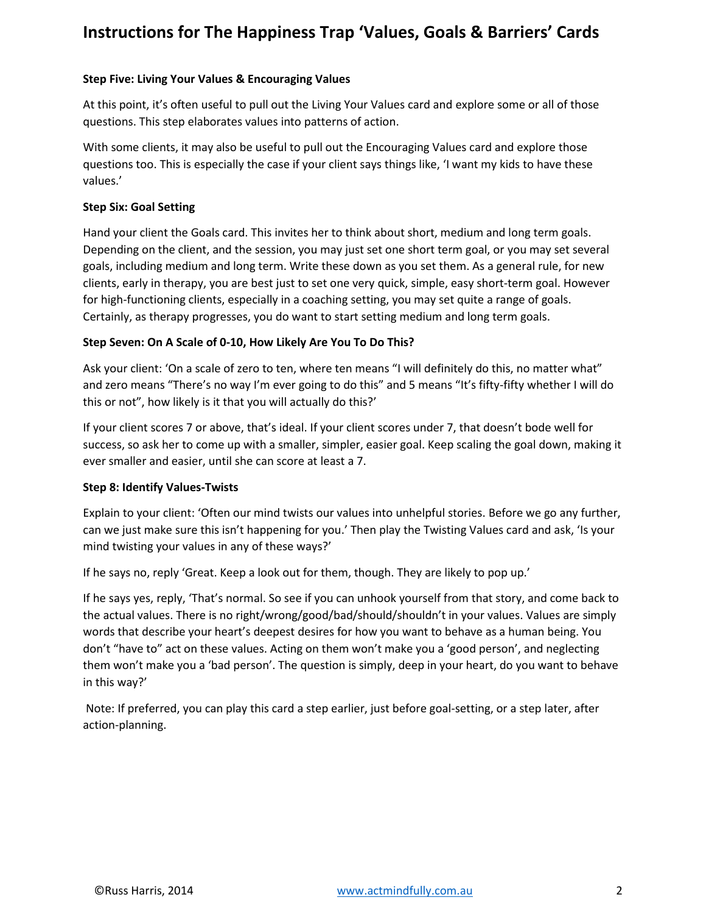**Step Five: Living Your Values & Encouraging Values**

At this point, it's often useful to pull out the Living Your Values card and explore some or all of those questions. This step elaborates values into patterns of action.

With some clients, it may also be useful to pull out the Encouraging Values card and explore those questions too. This is especially the case if your client says things like, 'I want my kids to have these values.'

**Step Six: Goal Setting**

Hand your client the Goals card. This invites her to think about short, medium and long term goals. Depending on the client, and the session, you may just set one short term goal, or you may set several goals, including medium and long term. Write these down as you set them. As a general rule, for new clients, early in therapy, you are best just to set one very quick, simple, easy short-term goal. However for high-functioning clients, especially in a coaching setting, you may set quite a range of goals. Certainly, as therapy progresses, you do want to start setting medium and long term goals.

**Step Seven: On A Scale of 0-10, How Likely Are You To Do This?**

Ask your client: 'On a scale of zero to ten, where ten means "I will definitely do this, no matter what" and zero means "There's no way I'm ever going to do this" and 5 means "It's fifty-fifty whether I will do this or not", how likely is it that you will actually do this?'

If your client scores 7 or above, that's ideal. If your client scores under 7, that doesn't bode well for success, so ask her to come up with a smaller, simpler, easier goal. Keep scaling the goal down, making it ever smaller and easier, until she can score at least a 7.

**Step 8: Identify Values-Twists**

Explain to your client: 'Often our mind twists our values into unhelpful stories. Before we go any further, can we just make sure this isn't happening for you.' Then play the Twisting Values card and ask, 'Is your mind twisting your values in any of these ways?'

If he says no, reply 'Great. Keep a look out for them, though. They are likely to pop up.'

If he says yes, reply, 'That's normal. So see if you can unhook yourself from that story, and come back to the actual values. There is no right/wrong/good/bad/should/shouldn't in your values. Values are simply words that describe your heart's deepest desires for how you want to behave as a human being. You don't "have to" act on these values. Acting on them won't make you a 'good person', and neglecting them won't make you a 'bad person'. The question is simply, deep in your heart, do you want to behave in this way?'

Note: If preferred, you can play this card a step earlier, just before goal-setting, or a step later, after action-planning.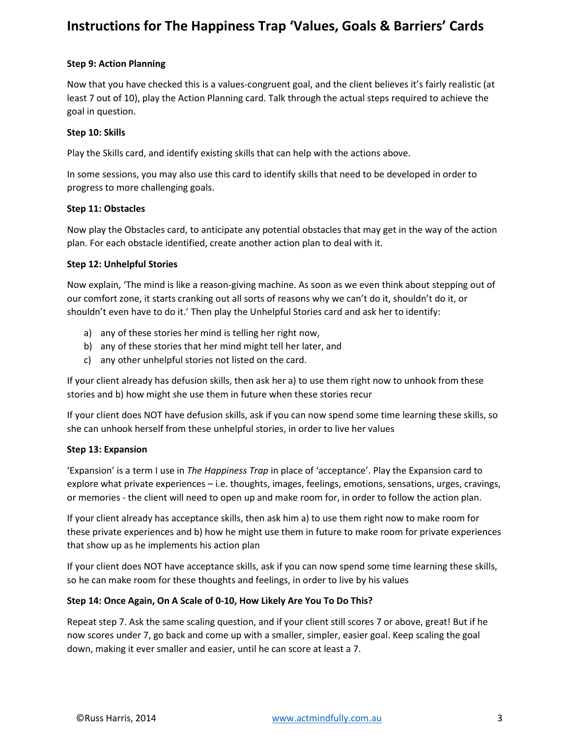### Step 9: Action Planning

Now that you have checked this is a values-congruent goal, and the client believes it's fairly realistic (at least 7 out of 10), play the Action Planning card. Talk through the actual steps required to achieve the goal in question.

### Step 10: Skills

Play the Skills card, and identify existing skills that can help with the actions above.

In some sessions, you may also use this card to identify skills that need to be developed in order to progress to more challenging goals.

### Step 11: Obstacles

Now play the Obstacles card, to anticipate any potential obstacles that may get in the way of the action plan. For each obstacle identified, create another action plan to deal with it.

### Step 12: Unhelpful Stories

Now explain, 'The mind is like a reason-giving machine. As soon as we even think about stepping out of our comfort zone, it starts cranking out all sorts of reasons why we can't do it, shouldn't do it, or shouldn't even have to do it.' Then play the Unhelpful Stories card and ask her to identify:

a) any of these stories her mind is telling her right now,
b) any of these stories that her mind might tell her later, and
c) any other unhelpful stories not listed on the card.

If your client already has defusion skills, then ask her a) to use them right now to unhook from these stories and b) how might she use them in future when these stories recur

If your client does NOT have defusion skills, ask if you can now spend some time learning these skills, so she can unhook herself from these unhelpful stories, in order to live her values

### Step 13: Expansion

'Expansion' is a term I use in *The Happiness Trap* in place of 'acceptance'. Play the Expansion card to explore what private experiences – i.e. thoughts, images, feelings, emotions, sensations, urges, cravings, or memories - the client will need to open up and make room for, in order to follow the action plan.

If your client already has acceptance skills, then ask him a) to use them right now to make room for these private experiences and b) how he might use them in future to make room for private experiences that show up as he implements his action plan

If your client does NOT have acceptance skills, ask if you can now spend some time learning these skills, so he can make room for these thoughts and feelings, in order to live by his values

### Step 14: Once Again, On A Scale of 0-10, How Likely Are You To Do This?

Repeat step 7. Ask the same scaling question, and if your client still scores 7 or above, great! But if he now scores under 7, go back and come up with a smaller, simpler, easier goal. Keep scaling the goal down, making it ever smaller and easier, until he can score at least a 7.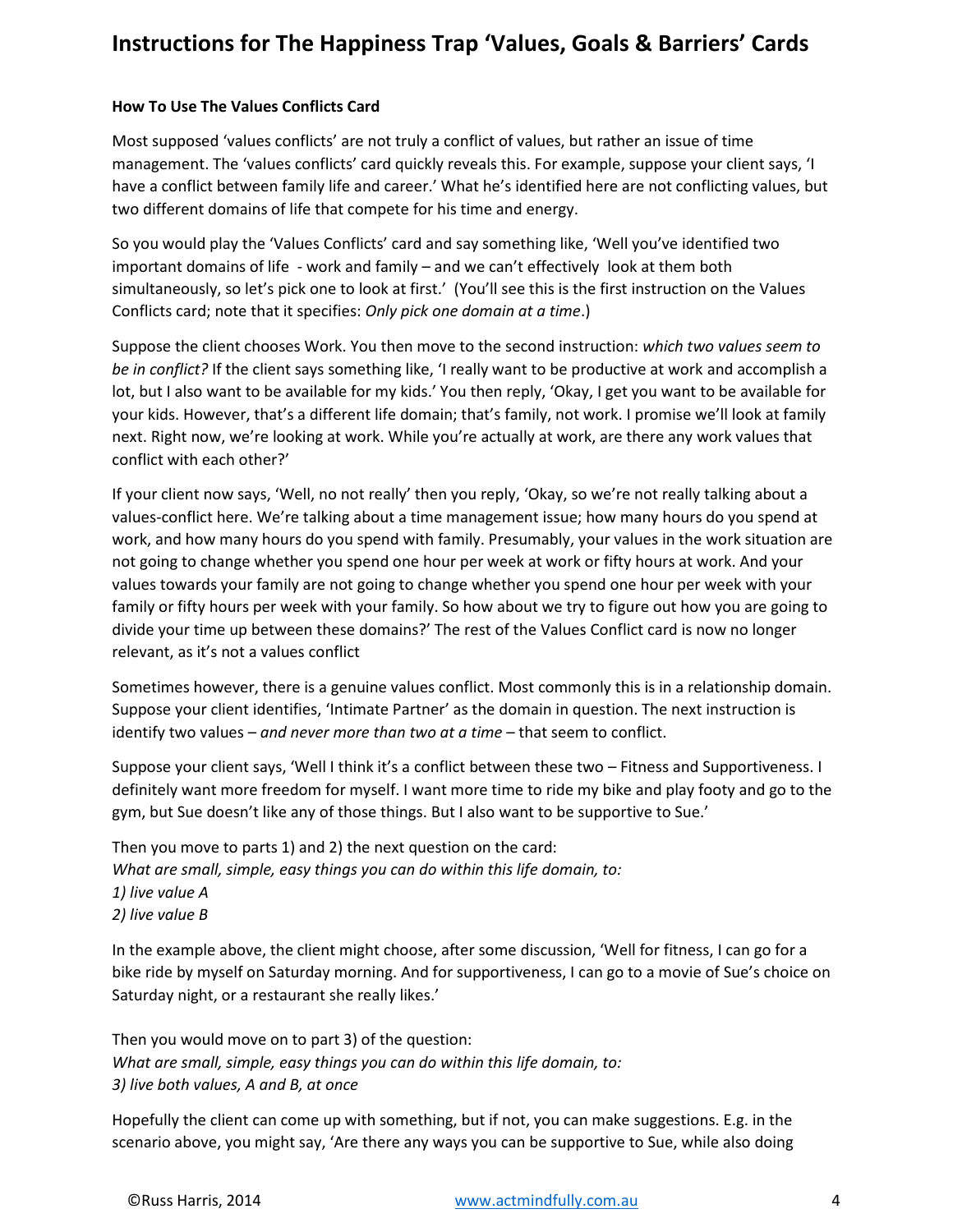# Instructions for The Happiness Trap 'Values, Goals & Barriers' Cards

**How To Use The Values Conflicts Card**

Most supposed 'values conflicts' are not truly a conflict of values, but rather an issue of time management. The 'values conflicts' card quickly reveals this. For example, suppose your client says, 'I have a conflict between family life and career.' What he's identified here are not conflicting values, but two different domains of life that compete for his time and energy.

So you would play the 'Values Conflicts' card and say something like, 'Well you've identified two important domains of life - work and family – and we can't effectively look at them both simultaneously, so let's pick one to look at first.' (You'll see this is the first instruction on the Values Conflicts card; note that it specifies: *Only pick one domain at a time*.)

Suppose the client chooses Work. You then move to the second instruction: *which two values seem to be in conflict?* If the client says something like, 'I really want to be productive at work and accomplish a lot, but I also want to be available for my kids.' You then reply, 'Okay, I get you want to be available for your kids. However, that's a different life domain; that's family, not work. I promise we'll look at family next. Right now, we're looking at work. While you're actually at work, are there any work values that conflict with each other?'

If your client now says, 'Well, no not really' then you reply, 'Okay, so we're not really talking about a values-conflict here. We're talking about a time management issue; how many hours do you spend at work, and how many hours do you spend with family. Presumably, your values in the work situation are not going to change whether you spend one hour per week at work or fifty hours at work. And your values towards your family are not going to change whether you spend one hour per week with your family or fifty hours per week with your family. So how about we try to figure out how you are going to divide your time up between these domains?' The rest of the Values Conflict card is now no longer relevant, as it's not a values conflict

Sometimes however, there is a genuine values conflict. Most commonly this is in a relationship domain. Suppose your client identifies, 'Intimate Partner' as the domain in question. The next instruction is identify two values – *and never more than two at a time* – that seem to conflict.

Suppose your client says, 'Well I think it's a conflict between these two – Fitness and Supportiveness. I definitely want more freedom for myself. I want more time to ride my bike and play footy and go to the gym, but Sue doesn't like any of those things. But I also want to be supportive to Sue.'

Then you move to parts 1) and 2) the next question on the card:
*What are small, simple, easy things you can do within this life domain, to:*
*1) live value A*
*2) live value B*

In the example above, the client might choose, after some discussion, 'Well for fitness, I can go for a bike ride by myself on Saturday morning. And for supportiveness, I can go to a movie of Sue's choice on Saturday night, or a restaurant she really likes.'

Then you would move on to part 3) of the question:
*What are small, simple, easy things you can do within this life domain, to:*
*3) live both values, A and B, at once*

Hopefully the client can come up with something, but if not, you can make suggestions. E.g. in the scenario above, you might say, 'Are there any ways you can be supportive to Sue, while also doing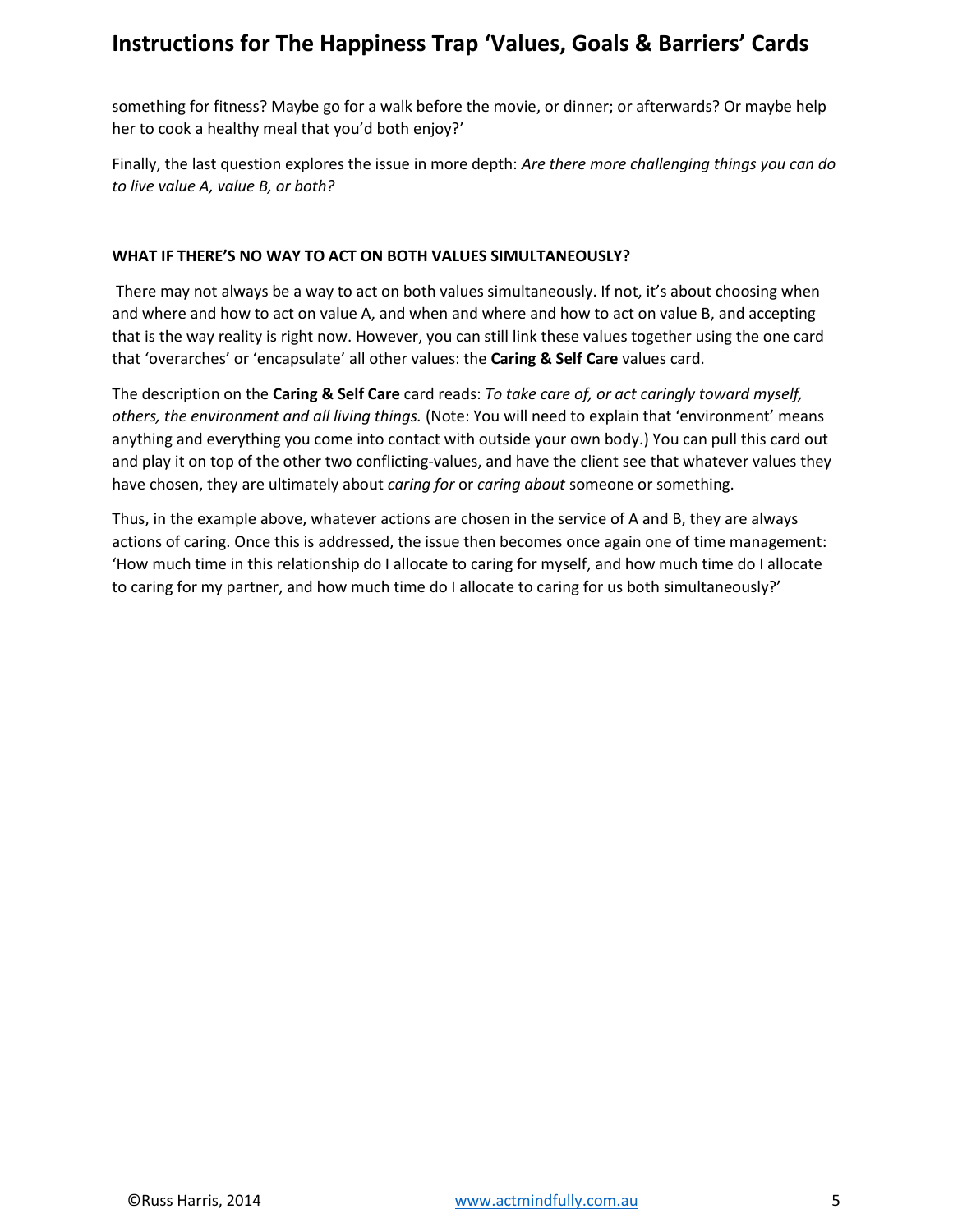something for fitness? Maybe go for a walk before the movie, or dinner; or afterwards? Or maybe help her to cook a healthy meal that you'd both enjoy?'

Finally, the last question explores the issue in more depth: *Are there more challenging things you can do to live value A, value B, or both?*

**WHAT IF THERE'S NO WAY TO ACT ON BOTH VALUES SIMULTANEOUSLY?**

There may not always be a way to act on both values simultaneously. If not, it's about choosing when and where and how to act on value A, and when and where and how to act on value B, and accepting that is the way reality is right now. However, you can still link these values together using the one card that 'overarches' or 'encapsulate' all other values: the **Caring & Self Care** values card.

The description on the **Caring & Self Care** card reads: *To take care of, or act caringly toward myself, others, the environment and all living things.* (Note: You will need to explain that 'environment' means anything and everything you come into contact with outside your own body.) You can pull this card out and play it on top of the other two conflicting-values, and have the client see that whatever values they have chosen, they are ultimately about *caring for* or *caring about* someone or something.

Thus, in the example above, whatever actions are chosen in the service of A and B, they are always actions of caring. Once this is addressed, the issue then becomes once again one of time management: 'How much time in this relationship do I allocate to caring for myself, and how much time do I allocate to caring for my partner, and how much time do I allocate to caring for us both simultaneously?'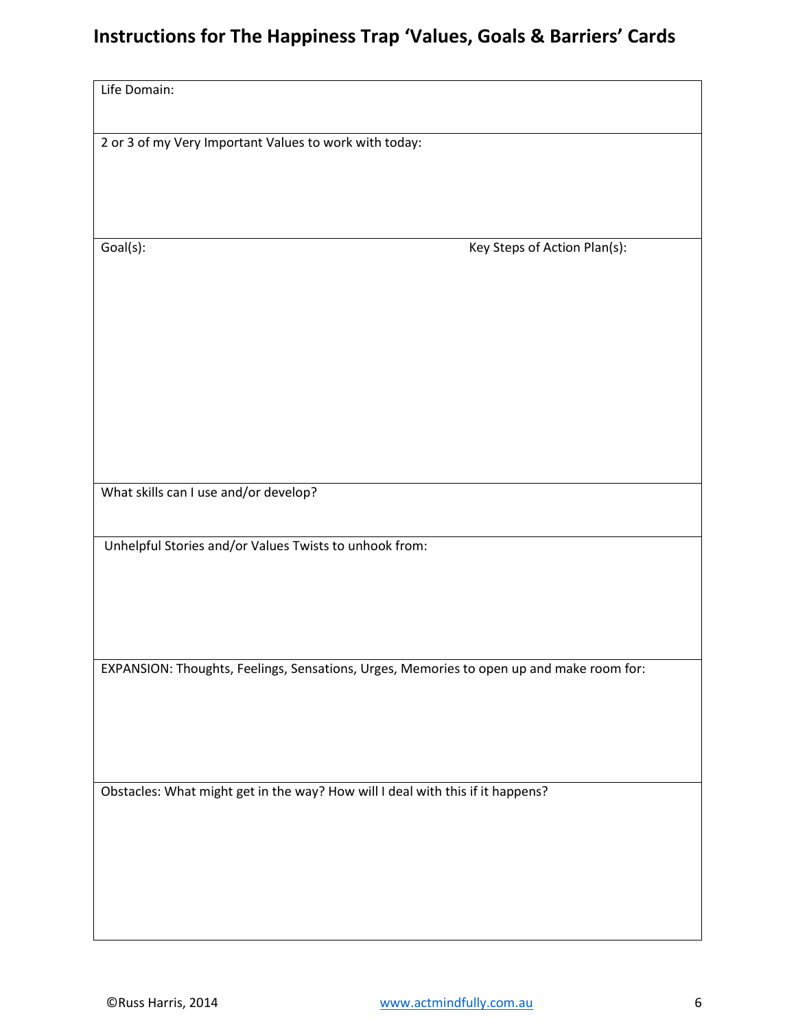## Instructions for The Happiness Trap 'Values, Goals & Barriers' Cards

| | |
|---|---|
| Life Domain: | |
| 2 or 3 of my Very Important Values to work with today: | |
| Goal(s): | Key Steps of Action Plan(s): |
| What skills can I use and/or develop? | |
| Unhelpful Stories and/or Values Twists to unhook from: | |
| EXPANSION: Thoughts, Feelings, Sensations, Urges, Memories to open up and make room for: | |
| Obstacles: What might get in the way? How will I deal with this if it happens? | |

©Russ Harris, 2014 www.actmindfully.com.au